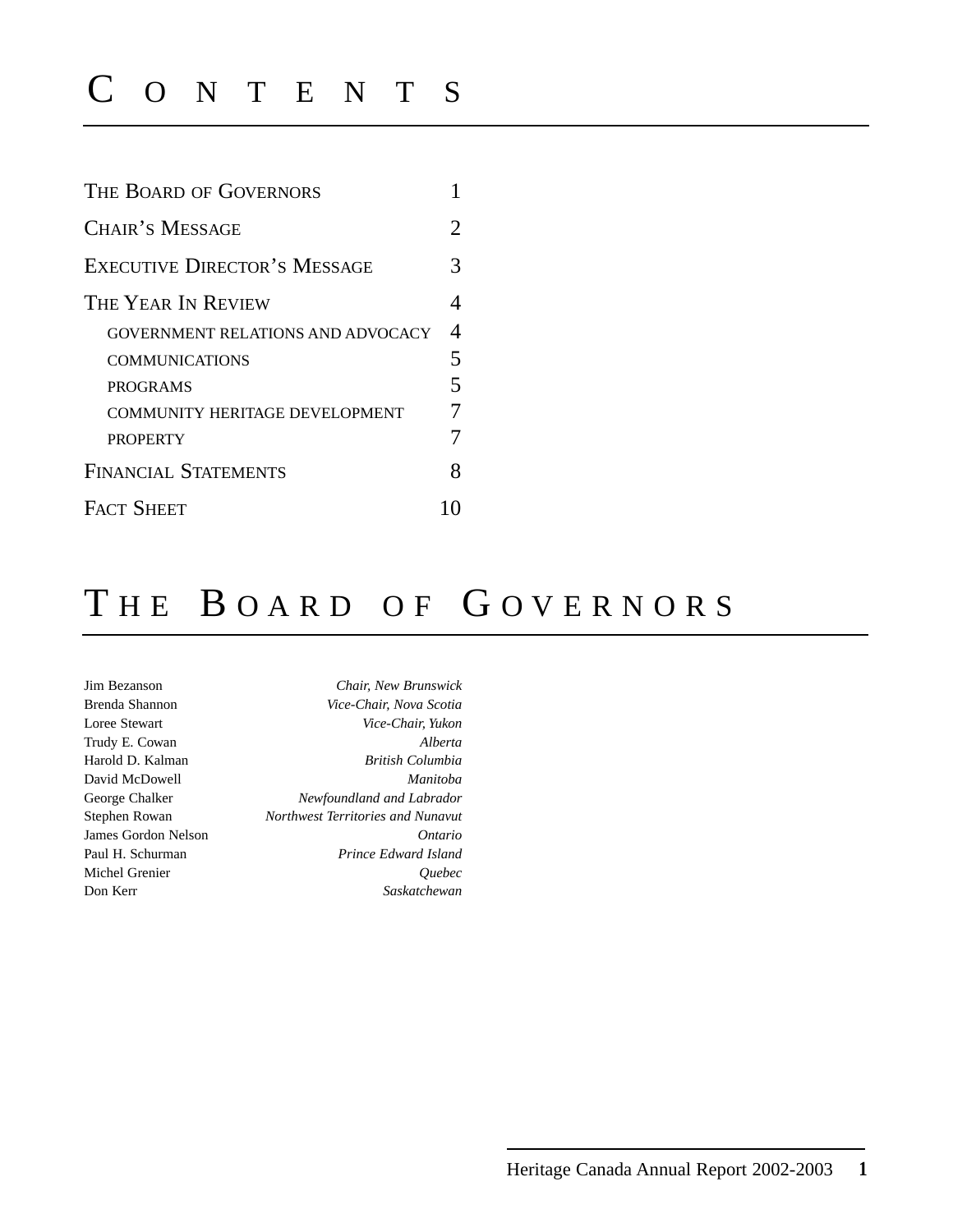# CONTENTS

| | |
|---|---|
| THE BOARD OF GOVERNORS | 1 |
| CHAIR'S MESSAGE | 2 |
| EXECUTIVE DIRECTOR'S MESSAGE | 3 |
| THE YEAR IN REVIEW | 4 |
| GOVERNMENT RELATIONS AND ADVOCACY | 4 |
| COMMUNICATIONS | 5 |
| PROGRAMS | 5 |
| COMMUNITY HERITAGE DEVELOPMENT | 7 |
| PROPERTY | 7 |
| FINANCIAL STATEMENTS | 8 |
| FACT SHEET | 10 |

# THE BOARD OF GOVERNORS

| | |
|---|---|
| Jim Bezanson | *Chair, New Brunswick* |
| Brenda Shannon | *Vice-Chair, Nova Scotia* |
| Loree Stewart | *Vice-Chair, Yukon* |
| Trudy E. Cowan | *Alberta* |
| Harold D. Kalman | *British Columbia* |
| David McDowell | *Manitoba* |
| George Chalker | *Newfoundland and Labrador* |
| Stephen Rowan | *Northwest Territories and Nunavut* |
| James Gordon Nelson | *Ontario* |
| Paul H. Schurman | *Prince Edward Island* |
| Michel Grenier | *Quebec* |
| Don Kerr | *Saskatchewan* |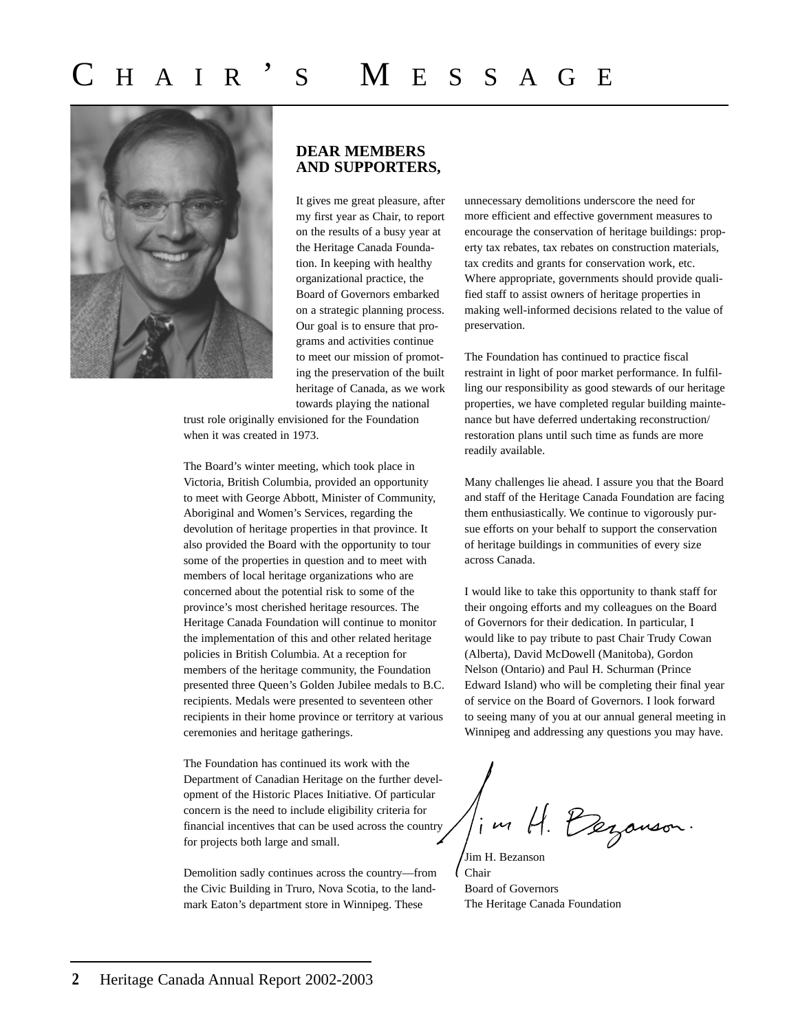# Chair's Message

**DEAR MEMBERS AND SUPPORTERS,**

It gives me great pleasure, after my first year as Chair, to report on the results of a busy year at the Heritage Canada Foundation. In keeping with healthy organizational practice, the Board of Governors embarked on a strategic planning process. Our goal is to ensure that programs and activities continue to meet our mission of promoting the preservation of the built heritage of Canada, as we work towards playing the national trust role originally envisioned for the Foundation when it was created in 1973.

The Board's winter meeting, which took place in Victoria, British Columbia, provided an opportunity to meet with George Abbott, Minister of Community, Aboriginal and Women's Services, regarding the devolution of heritage properties in that province. It also provided the Board with the opportunity to tour some of the properties in question and to meet with members of local heritage organizations who are concerned about the potential risk to some of the province's most cherished heritage resources. The Heritage Canada Foundation will continue to monitor the implementation of this and other related heritage policies in British Columbia. At a reception for members of the heritage community, the Foundation presented three Queen's Golden Jubilee medals to B.C. recipients. Medals were presented to seventeen other recipients in their home province or territory at various ceremonies and heritage gatherings.

The Foundation has continued its work with the Department of Canadian Heritage on the further development of the Historic Places Initiative. Of particular concern is the need to include eligibility criteria for financial incentives that can be used across the country for projects both large and small.

Demolition sadly continues across the country—from the Civic Building in Truro, Nova Scotia, to the landmark Eaton's department store in Winnipeg. These unnecessary demolitions underscore the need for more efficient and effective government measures to encourage the conservation of heritage buildings: property tax rebates, tax rebates on construction materials, tax credits and grants for conservation work, etc. Where appropriate, governments should provide qualified staff to assist owners of heritage properties in making well-informed decisions related to the value of preservation.

The Foundation has continued to practice fiscal restraint in light of poor market performance. In fulfilling our responsibility as good stewards of our heritage properties, we have completed regular building maintenance but have deferred undertaking reconstruction/restoration plans until such time as funds are more readily available.

Many challenges lie ahead. I assure you that the Board and staff of the Heritage Canada Foundation are facing them enthusiastically. We continue to vigorously pursue efforts on your behalf to support the conservation of heritage buildings in communities of every size across Canada.

I would like to take this opportunity to thank staff for their ongoing efforts and my colleagues on the Board of Governors for their dedication. In particular, I would like to pay tribute to past Chair Trudy Cowan (Alberta), David McDowell (Manitoba), Gordon Nelson (Ontario) and Paul H. Schurman (Prince Edward Island) who will be completing their final year of service on the Board of Governors. I look forward to seeing many of you at our annual general meeting in Winnipeg and addressing any questions you may have.

Jim H. Bezanson

Jim H. Bezanson  
Chair  
Board of Governors  
The Heritage Canada Foundation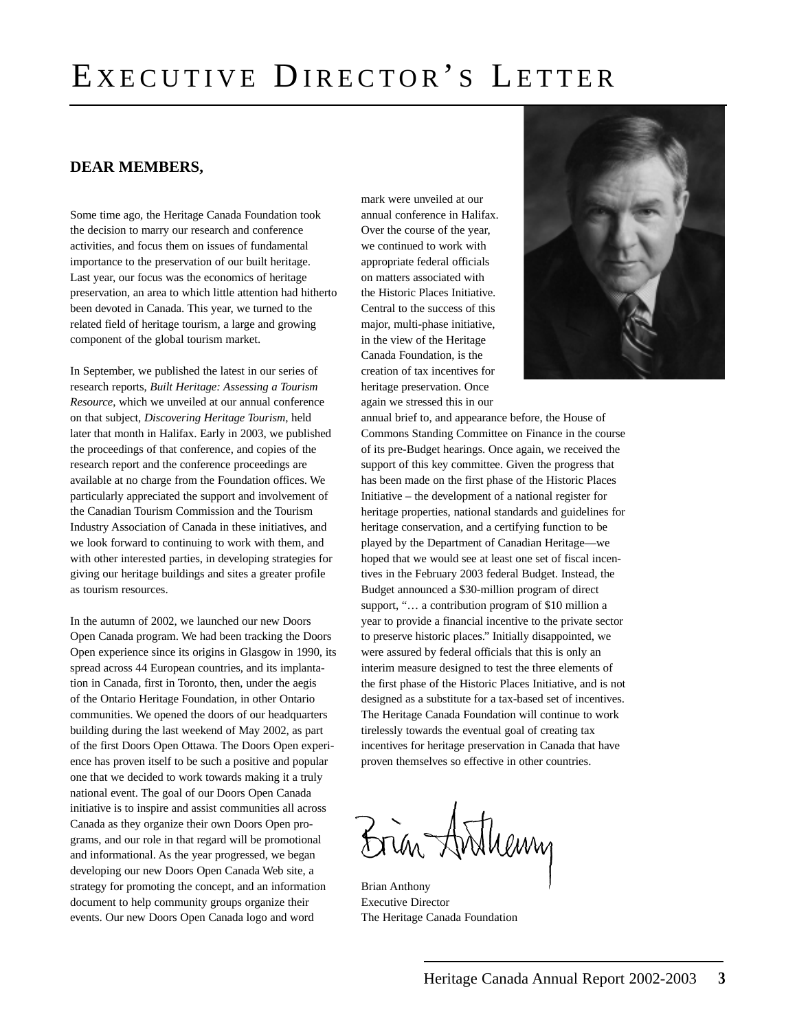# EXECUTIVE DIRECTOR'S LETTER

**DEAR MEMBERS,**

Some time ago, the Heritage Canada Foundation took the decision to marry our research and conference activities, and focus them on issues of fundamental importance to the preservation of our built heritage. Last year, our focus was the economics of heritage preservation, an area to which little attention had hitherto been devoted in Canada. This year, we turned to the related field of heritage tourism, a large and growing component of the global tourism market.

In September, we published the latest in our series of research reports, *Built Heritage: Assessing a Tourism Resource*, which we unveiled at our annual conference on that subject, *Discovering Heritage Tourism*, held later that month in Halifax. Early in 2003, we published the proceedings of that conference, and copies of the research report and the conference proceedings are available at no charge from the Foundation offices. We particularly appreciated the support and involvement of the Canadian Tourism Commission and the Tourism Industry Association of Canada in these initiatives, and we look forward to continuing to work with them, and with other interested parties, in developing strategies for giving our heritage buildings and sites a greater profile as tourism resources.

In the autumn of 2002, we launched our new Doors Open Canada program. We had been tracking the Doors Open experience since its origins in Glasgow in 1990, its spread across 44 European countries, and its implantation in Canada, first in Toronto, then, under the aegis of the Ontario Heritage Foundation, in other Ontario communities. We opened the doors of our headquarters building during the last weekend of May 2002, as part of the first Doors Open Ottawa. The Doors Open experience has proven itself to be such a positive and popular one that we decided to work towards making it a truly national event. The goal of our Doors Open Canada initiative is to inspire and assist communities all across Canada as they organize their own Doors Open programs, and our role in that regard will be promotional and informational. As the year progressed, we began developing our new Doors Open Canada Web site, a strategy for promoting the concept, and an information document to help community groups organize their events. Our new Doors Open Canada logo and word mark were unveiled at our annual conference in Halifax. Over the course of the year, we continued to work with appropriate federal officials on matters associated with the Historic Places Initiative. Central to the success of this major, multi-phase initiative, in the view of the Heritage Canada Foundation, is the creation of tax incentives for heritage preservation. Once again we stressed this in our annual brief to, and appearance before, the House of Commons Standing Committee on Finance in the course of its pre-Budget hearings. Once again, we received the support of this key committee. Given the progress that has been made on the first phase of the Historic Places Initiative – the development of a national register for heritage properties, national standards and guidelines for heritage conservation, and a certifying function to be played by the Department of Canadian Heritage—we hoped that we would see at least one set of fiscal incentives in the February 2003 federal Budget. Instead, the Budget announced a $30-million program of direct support, "… a contribution program of $10 million a year to provide a financial incentive to the private sector to preserve historic places." Initially disappointed, we were assured by federal officials that this is only an interim measure designed to test the three elements of the first phase of the Historic Places Initiative, and is not designed as a substitute for a tax-based set of incentives. The Heritage Canada Foundation will continue to work tirelessly towards the eventual goal of creating tax incentives for heritage preservation in Canada that have proven themselves so effective in other countries.

Brian Anthony
Executive Director
The Heritage Canada Foundation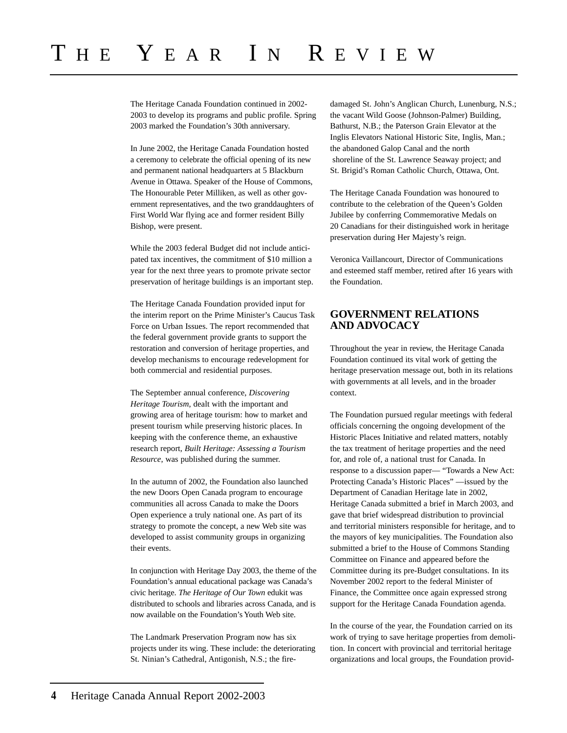# The Year In Review

The Heritage Canada Foundation continued in 2002-2003 to develop its programs and public profile. Spring 2003 marked the Foundation's 30th anniversary.

In June 2002, the Heritage Canada Foundation hosted a ceremony to celebrate the official opening of its new and permanent national headquarters at 5 Blackburn Avenue in Ottawa. Speaker of the House of Commons, The Honourable Peter Milliken, as well as other government representatives, and the two granddaughters of First World War flying ace and former resident Billy Bishop, were present.

While the 2003 federal Budget did not include anticipated tax incentives, the commitment of $10 million a year for the next three years to promote private sector preservation of heritage buildings is an important step.

The Heritage Canada Foundation provided input for the interim report on the Prime Minister's Caucus Task Force on Urban Issues. The report recommended that the federal government provide grants to support the restoration and conversion of heritage properties, and develop mechanisms to encourage redevelopment for both commercial and residential purposes.

The September annual conference, *Discovering Heritage Tourism*, dealt with the important and growing area of heritage tourism: how to market and present tourism while preserving historic places. In keeping with the conference theme, an exhaustive research report, *Built Heritage: Assessing a Tourism Resource*, was published during the summer.

In the autumn of 2002, the Foundation also launched the new Doors Open Canada program to encourage communities all across Canada to make the Doors Open experience a truly national one. As part of its strategy to promote the concept, a new Web site was developed to assist community groups in organizing their events.

In conjunction with Heritage Day 2003, the theme of the Foundation's annual educational package was Canada's civic heritage. *The Heritage of Our Town* edukit was distributed to schools and libraries across Canada, and is now available on the Foundation's Youth Web site.

The Landmark Preservation Program now has six projects under its wing. These include: the deteriorating St. Ninian's Cathedral, Antigonish, N.S.; the fire-damaged St. John's Anglican Church, Lunenburg, N.S.; the vacant Wild Goose (Johnson-Palmer) Building, Bathurst, N.B.; the Paterson Grain Elevator at the Inglis Elevators National Historic Site, Inglis, Man.; the abandoned Galop Canal and the north shoreline of the St. Lawrence Seaway project; and St. Brigid's Roman Catholic Church, Ottawa, Ont.

The Heritage Canada Foundation was honoured to contribute to the celebration of the Queen's Golden Jubilee by conferring Commemorative Medals on 20 Canadians for their distinguished work in heritage preservation during Her Majesty's reign.

Veronica Vaillancourt, Director of Communications and esteemed staff member, retired after 16 years with the Foundation.

## GOVERNMENT RELATIONS AND ADVOCACY

Throughout the year in review, the Heritage Canada Foundation continued its vital work of getting the heritage preservation message out, both in its relations with governments at all levels, and in the broader context.

The Foundation pursued regular meetings with federal officials concerning the ongoing development of the Historic Places Initiative and related matters, notably the tax treatment of heritage properties and the need for, and role of, a national trust for Canada. In response to a discussion paper— "Towards a New Act: Protecting Canada's Historic Places" —issued by the Department of Canadian Heritage late in 2002, Heritage Canada submitted a brief in March 2003, and gave that brief widespread distribution to provincial and territorial ministers responsible for heritage, and to the mayors of key municipalities. The Foundation also submitted a brief to the House of Commons Standing Committee on Finance and appeared before the Committee during its pre-Budget consultations. In its November 2002 report to the federal Minister of Finance, the Committee once again expressed strong support for the Heritage Canada Foundation agenda.

In the course of the year, the Foundation carried on its work of trying to save heritage properties from demolition. In concert with provincial and territorial heritage organizations and local groups, the Foundation provid-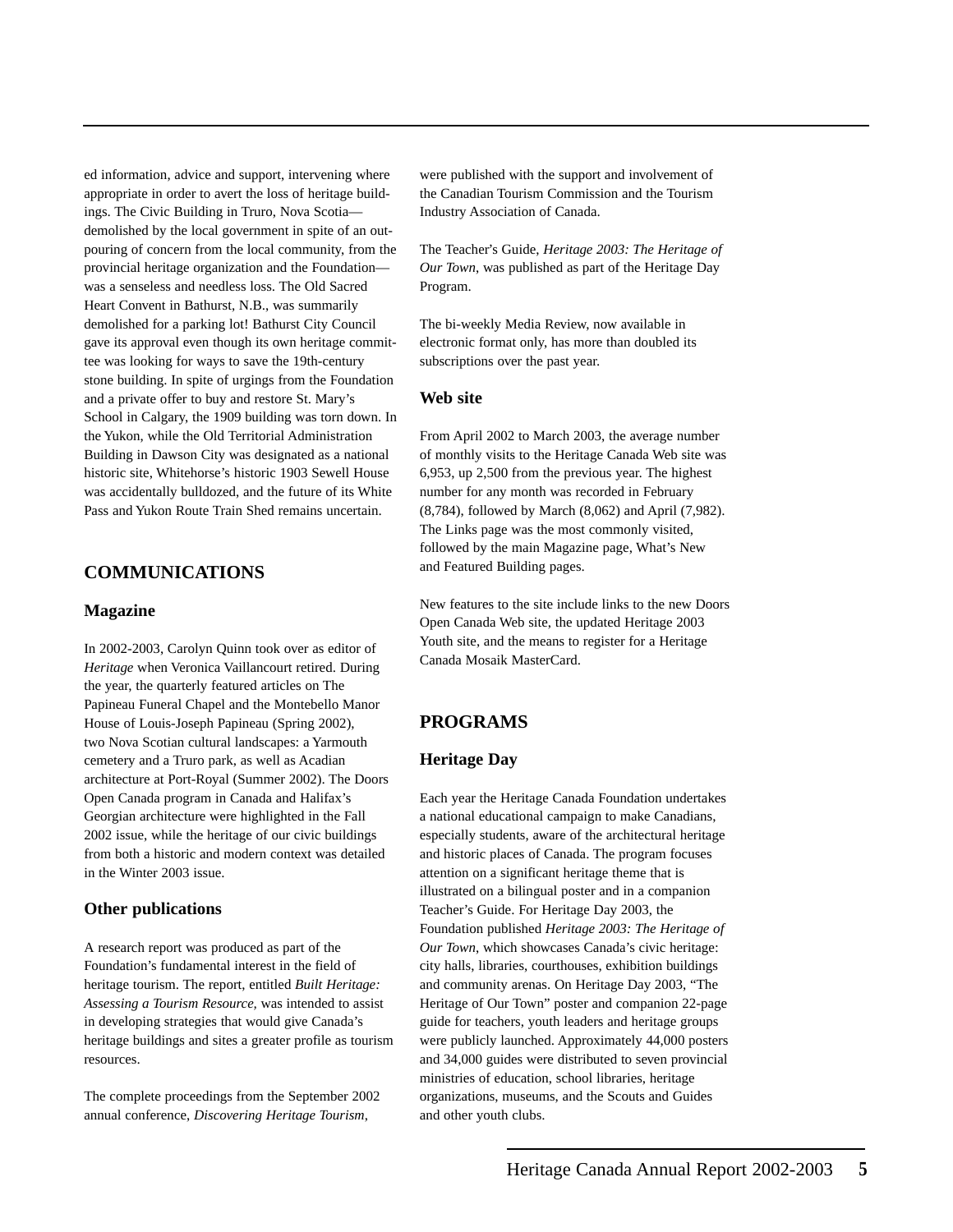ed information, advice and support, intervening where appropriate in order to avert the loss of heritage buildings. The Civic Building in Truro, Nova Scotia—demolished by the local government in spite of an outpouring of concern from the local community, from the provincial heritage organization and the Foundation—was a senseless and needless loss. The Old Sacred Heart Convent in Bathurst, N.B., was summarily demolished for a parking lot! Bathurst City Council gave its approval even though its own heritage committee was looking for ways to save the 19th-century stone building. In spite of urgings from the Foundation and a private offer to buy and restore St. Mary's School in Calgary, the 1909 building was torn down. In the Yukon, while the Old Territorial Administration Building in Dawson City was designated as a national historic site, Whitehorse's historic 1903 Sewell House was accidentally bulldozed, and the future of its White Pass and Yukon Route Train Shed remains uncertain.

## COMMUNICATIONS

### Magazine

In 2002-2003, Carolyn Quinn took over as editor of *Heritage* when Veronica Vaillancourt retired. During the year, the quarterly featured articles on The Papineau Funeral Chapel and the Montebello Manor House of Louis-Joseph Papineau (Spring 2002), two Nova Scotian cultural landscapes: a Yarmouth cemetery and a Truro park, as well as Acadian architecture at Port-Royal (Summer 2002). The Doors Open Canada program in Canada and Halifax's Georgian architecture were highlighted in the Fall 2002 issue, while the heritage of our civic buildings from both a historic and modern context was detailed in the Winter 2003 issue.

### Other publications

A research report was produced as part of the Foundation's fundamental interest in the field of heritage tourism. The report, entitled *Built Heritage: Assessing a Tourism Resource,* was intended to assist in developing strategies that would give Canada's heritage buildings and sites a greater profile as tourism resources.

The complete proceedings from the September 2002 annual conference, *Discovering Heritage Tourism,* were published with the support and involvement of the Canadian Tourism Commission and the Tourism Industry Association of Canada.

The Teacher's Guide, *Heritage 2003: The Heritage of Our Town*, was published as part of the Heritage Day Program.

The bi-weekly Media Review, now available in electronic format only, has more than doubled its subscriptions over the past year.

### Web site

From April 2002 to March 2003, the average number of monthly visits to the Heritage Canada Web site was 6,953, up 2,500 from the previous year. The highest number for any month was recorded in February (8,784), followed by March (8,062) and April (7,982). The Links page was the most commonly visited, followed by the main Magazine page, What's New and Featured Building pages.

New features to the site include links to the new Doors Open Canada Web site, the updated Heritage 2003 Youth site, and the means to register for a Heritage Canada Mosaik MasterCard.

## PROGRAMS

### Heritage Day

Each year the Heritage Canada Foundation undertakes a national educational campaign to make Canadians, especially students, aware of the architectural heritage and historic places of Canada. The program focuses attention on a significant heritage theme that is illustrated on a bilingual poster and in a companion Teacher's Guide. For Heritage Day 2003, the Foundation published *Heritage 2003: The Heritage of Our Town*, which showcases Canada's civic heritage: city halls, libraries, courthouses, exhibition buildings and community arenas. On Heritage Day 2003, "The Heritage of Our Town" poster and companion 22-page guide for teachers, youth leaders and heritage groups were publicly launched. Approximately 44,000 posters and 34,000 guides were distributed to seven provincial ministries of education, school libraries, heritage organizations, museums, and the Scouts and Guides and other youth clubs.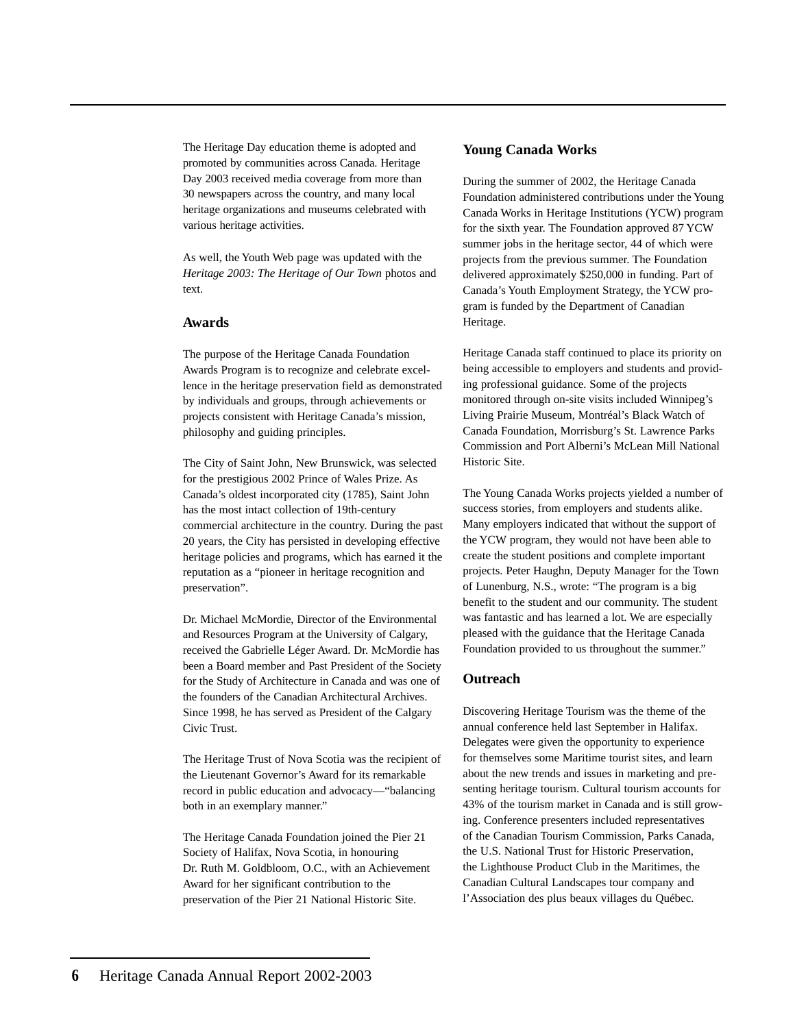The Heritage Day education theme is adopted and promoted by communities across Canada. Heritage Day 2003 received media coverage from more than 30 newspapers across the country, and many local heritage organizations and museums celebrated with various heritage activities.

As well, the Youth Web page was updated with the *Heritage 2003: The Heritage of Our Town* photos and text.

## Awards

The purpose of the Heritage Canada Foundation Awards Program is to recognize and celebrate excellence in the heritage preservation field as demonstrated by individuals and groups, through achievements or projects consistent with Heritage Canada's mission, philosophy and guiding principles.

The City of Saint John, New Brunswick, was selected for the prestigious 2002 Prince of Wales Prize. As Canada's oldest incorporated city (1785), Saint John has the most intact collection of 19th-century commercial architecture in the country. During the past 20 years, the City has persisted in developing effective heritage policies and programs, which has earned it the reputation as a "pioneer in heritage recognition and preservation".

Dr. Michael McMordie, Director of the Environmental and Resources Program at the University of Calgary, received the Gabrielle Léger Award. Dr. McMordie has been a Board member and Past President of the Society for the Study of Architecture in Canada and was one of the founders of the Canadian Architectural Archives. Since 1998, he has served as President of the Calgary Civic Trust.

The Heritage Trust of Nova Scotia was the recipient of the Lieutenant Governor's Award for its remarkable record in public education and advocacy—"balancing both in an exemplary manner."

The Heritage Canada Foundation joined the Pier 21 Society of Halifax, Nova Scotia, in honouring Dr. Ruth M. Goldbloom, O.C., with an Achievement Award for her significant contribution to the preservation of the Pier 21 National Historic Site.

## Young Canada Works

During the summer of 2002, the Heritage Canada Foundation administered contributions under the Young Canada Works in Heritage Institutions (YCW) program for the sixth year. The Foundation approved 87 YCW summer jobs in the heritage sector, 44 of which were projects from the previous summer. The Foundation delivered approximately $250,000 in funding. Part of Canada's Youth Employment Strategy, the YCW program is funded by the Department of Canadian Heritage.

Heritage Canada staff continued to place its priority on being accessible to employers and students and providing professional guidance. Some of the projects monitored through on-site visits included Winnipeg's Living Prairie Museum, Montréal's Black Watch of Canada Foundation, Morrisburg's St. Lawrence Parks Commission and Port Alberni's McLean Mill National Historic Site.

The Young Canada Works projects yielded a number of success stories, from employers and students alike. Many employers indicated that without the support of the YCW program, they would not have been able to create the student positions and complete important projects. Peter Haughn, Deputy Manager for the Town of Lunenburg, N.S., wrote: "The program is a big benefit to the student and our community. The student was fantastic and has learned a lot. We are especially pleased with the guidance that the Heritage Canada Foundation provided to us throughout the summer."

## Outreach

Discovering Heritage Tourism was the theme of the annual conference held last September in Halifax. Delegates were given the opportunity to experience for themselves some Maritime tourist sites, and learn about the new trends and issues in marketing and presenting heritage tourism. Cultural tourism accounts for 43% of the tourism market in Canada and is still growing. Conference presenters included representatives of the Canadian Tourism Commission, Parks Canada, the U.S. National Trust for Historic Preservation, the Lighthouse Product Club in the Maritimes, the Canadian Cultural Landscapes tour company and l'Association des plus beaux villages du Québec.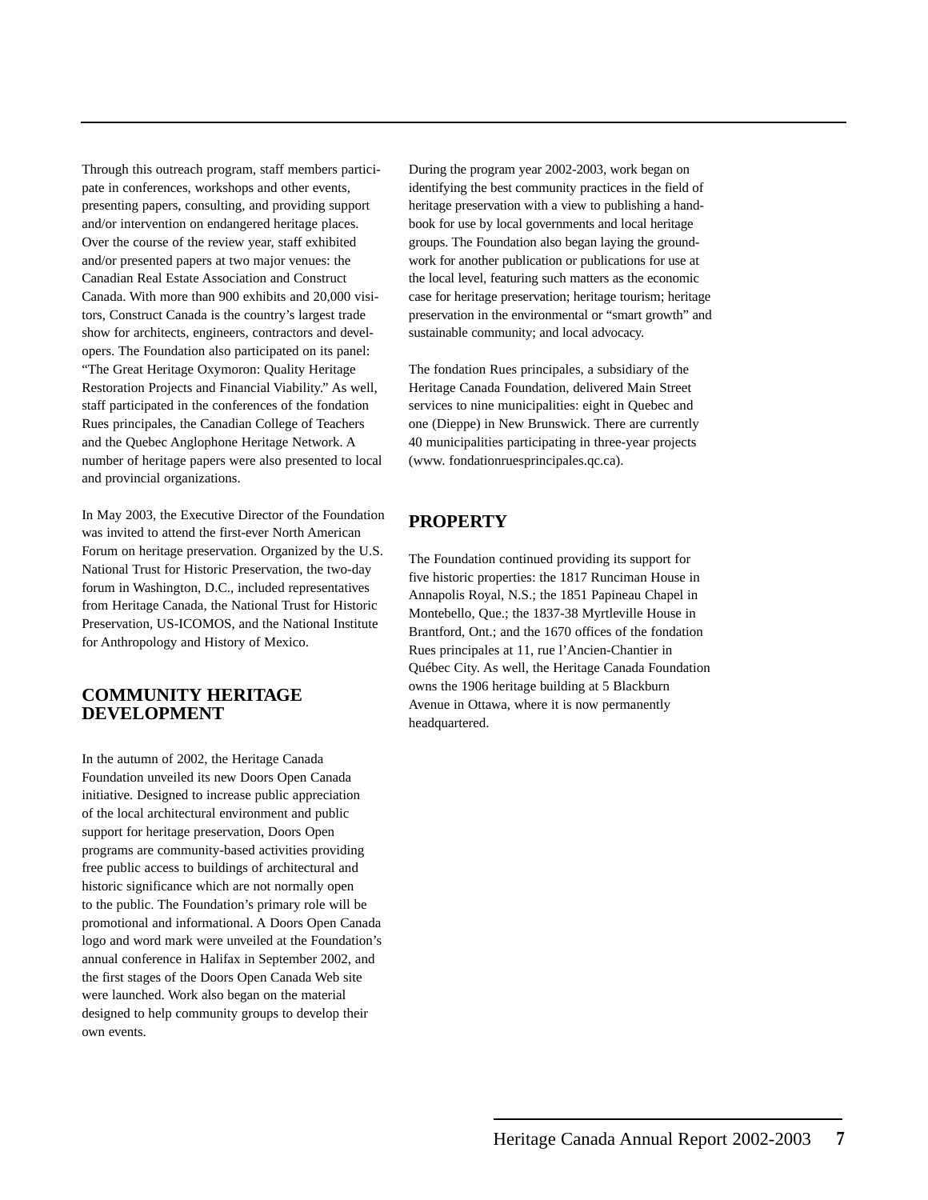Through this outreach program, staff members participate in conferences, workshops and other events, presenting papers, consulting, and providing support and/or intervention on endangered heritage places. Over the course of the review year, staff exhibited and/or presented papers at two major venues: the Canadian Real Estate Association and Construct Canada. With more than 900 exhibits and 20,000 visitors, Construct Canada is the country's largest trade show for architects, engineers, contractors and developers. The Foundation also participated on its panel: "The Great Heritage Oxymoron: Quality Heritage Restoration Projects and Financial Viability." As well, staff participated in the conferences of the fondation Rues principales, the Canadian College of Teachers and the Quebec Anglophone Heritage Network. A number of heritage papers were also presented to local and provincial organizations.

In May 2003, the Executive Director of the Foundation was invited to attend the first-ever North American Forum on heritage preservation. Organized by the U.S. National Trust for Historic Preservation, the two-day forum in Washington, D.C., included representatives from Heritage Canada, the National Trust for Historic Preservation, US-ICOMOS, and the National Institute for Anthropology and History of Mexico.

## COMMUNITY HERITAGE DEVELOPMENT

In the autumn of 2002, the Heritage Canada Foundation unveiled its new Doors Open Canada initiative. Designed to increase public appreciation of the local architectural environment and public support for heritage preservation, Doors Open programs are community-based activities providing free public access to buildings of architectural and historic significance which are not normally open to the public. The Foundation's primary role will be promotional and informational. A Doors Open Canada logo and word mark were unveiled at the Foundation's annual conference in Halifax in September 2002, and the first stages of the Doors Open Canada Web site were launched. Work also began on the material designed to help community groups to develop their own events.

During the program year 2002-2003, work began on identifying the best community practices in the field of heritage preservation with a view to publishing a handbook for use by local governments and local heritage groups. The Foundation also began laying the groundwork for another publication or publications for use at the local level, featuring such matters as the economic case for heritage preservation; heritage tourism; heritage preservation in the environmental or "smart growth" and sustainable community; and local advocacy.

The fondation Rues principales, a subsidiary of the Heritage Canada Foundation, delivered Main Street services to nine municipalities: eight in Quebec and one (Dieppe) in New Brunswick. There are currently 40 municipalities participating in three-year projects (www. fondationruesprincipales.qc.ca).

## PROPERTY

The Foundation continued providing its support for five historic properties: the 1817 Runciman House in Annapolis Royal, N.S.; the 1851 Papineau Chapel in Montebello, Que.; the 1837-38 Myrtleville House in Brantford, Ont.; and the 1670 offices of the fondation Rues principales at 11, rue l'Ancien-Chantier in Québec City. As well, the Heritage Canada Foundation owns the 1906 heritage building at 5 Blackburn Avenue in Ottawa, where it is now permanently headquartered.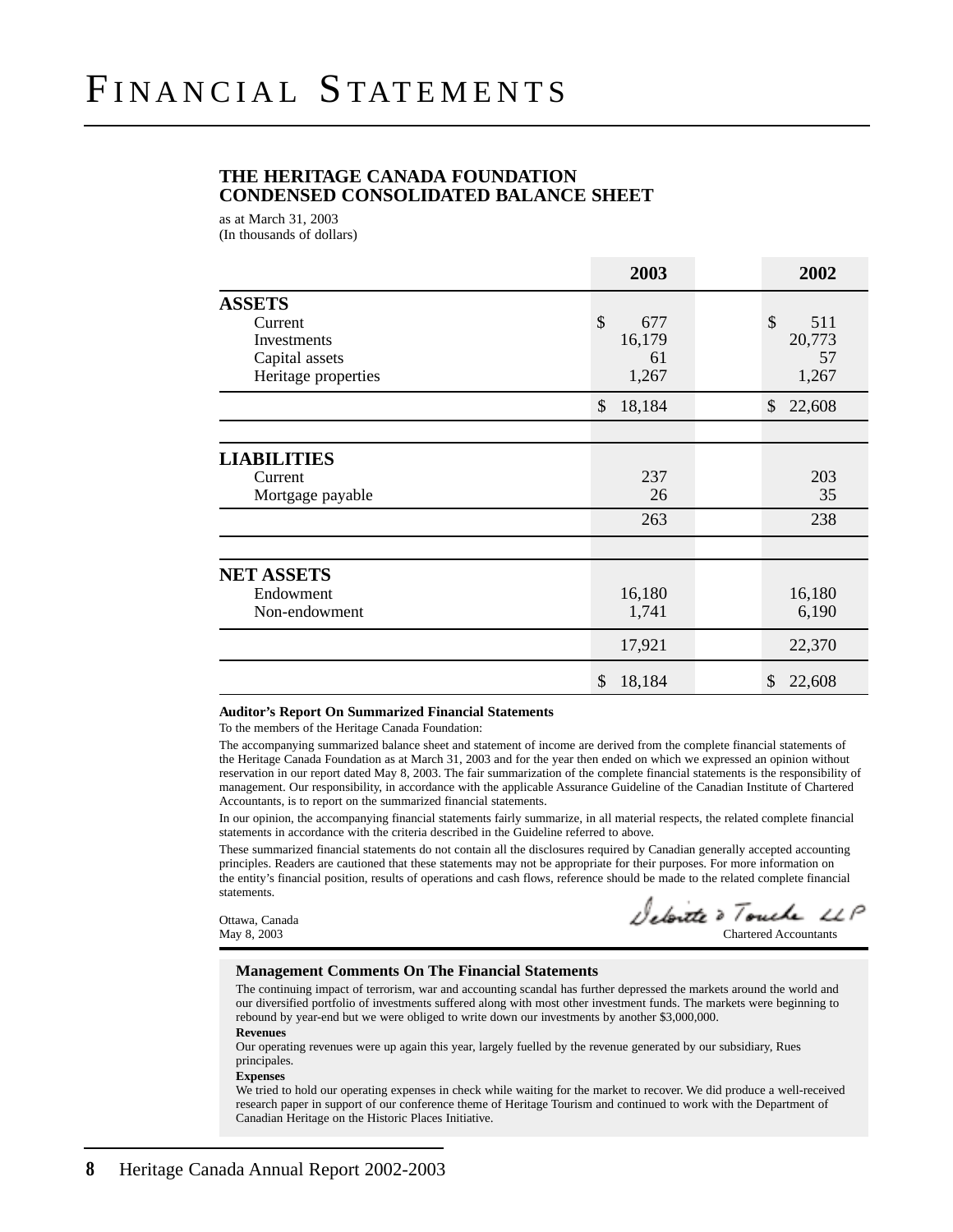# FINANCIAL STATEMENTS

## THE HERITAGE CANADA FOUNDATION
## CONDENSED CONSOLIDATED BALANCE SHEET

as at March 31, 2003
(In thousands of dollars)

| | 2003 | 2002 |
|---|---|---|
| **ASSETS** | | |
| Current | $ 677 | $ 511 |
| Investments | 16,179 | 20,773 |
| Capital assets | 61 | 57 |
| Heritage properties | 1,267 | 1,267 |
| | $ 18,184 | $ 22,608 |
| **LIABILITIES** | | |
| Current | 237 | 203 |
| Mortgage payable | 26 | 35 |
| | 263 | 238 |
| **NET ASSETS** | | |
| Endowment | 16,180 | 16,180 |
| Non-endowment | 1,741 | 6,190 |
| | 17,921 | 22,370 |
| | $ 18,184 | $ 22,608 |

**Auditor's Report On Summarized Financial Statements**

To the members of the Heritage Canada Foundation:

The accompanying summarized balance sheet and statement of income are derived from the complete financial statements of the Heritage Canada Foundation as at March 31, 2003 and for the year then ended on which we expressed an opinion without reservation in our report dated May 8, 2003. The fair summarization of the complete financial statements is the responsibility of management. Our responsibility, in accordance with the applicable Assurance Guideline of the Canadian Institute of Chartered Accountants, is to report on the summarized financial statements.

In our opinion, the accompanying financial statements fairly summarize, in all material respects, the related complete financial statements in accordance with the criteria described in the Guideline referred to above.

These summarized financial statements do not contain all the disclosures required by Canadian generally accepted accounting principles. Readers are cautioned that these statements may not be appropriate for their purposes. For more information on the entity's financial position, results of operations and cash flows, reference should be made to the related complete financial statements.

Ottawa, Canada
May 8, 2003

Deloitte & Touche LLP
Chartered Accountants

**Management Comments On The Financial Statements**

The continuing impact of terrorism, war and accounting scandal has further depressed the markets around the world and our diversified portfolio of investments suffered along with most other investment funds. The markets were beginning to rebound by year-end but we were obliged to write down our investments by another $3,000,000.

**Revenues**

Our operating revenues were up again this year, largely fuelled by the revenue generated by our subsidiary, Rues principales.

**Expenses**

We tried to hold our operating expenses in check while waiting for the market to recover. We did produce a well-received research paper in support of our conference theme of Heritage Tourism and continued to work with the Department of Canadian Heritage on the Historic Places Initiative.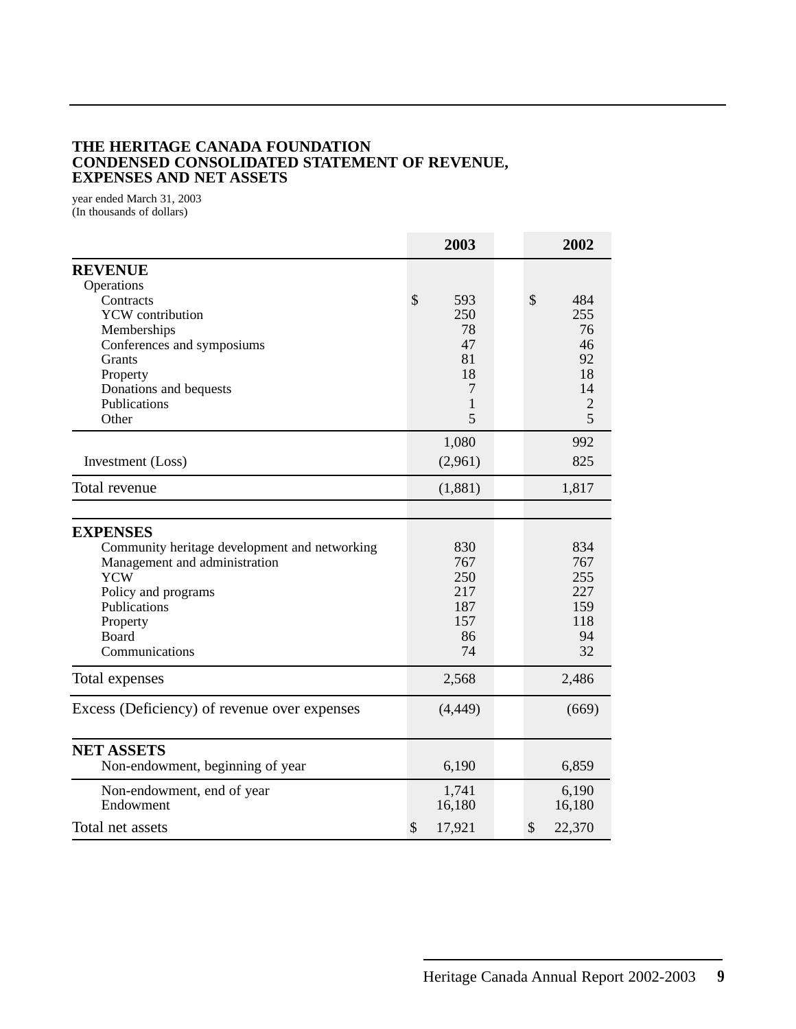**THE HERITAGE CANADA FOUNDATION**
**CONDENSED CONSOLIDATED STATEMENT OF REVENUE, EXPENSES AND NET ASSETS**

year ended March 31, 2003
(In thousands of dollars)

| | 2003 | 2002 |
|---|---|---|
| **REVENUE** | | |
| Operations | | |
| Contracts | $ 593 | $ 484 |
| YCW contribution | 250 | 255 |
| Memberships | 78 | 76 |
| Conferences and symposiums | 47 | 46 |
| Grants | 81 | 92 |
| Property | 18 | 18 |
| Donations and bequests | 7 | 14 |
| Publications | 1 | 2 |
| Other | 5 | 5 |
| | 1,080 | 992 |
| Investment (Loss) | (2,961) | 825 |
| Total revenue | (1,881) | 1,817 |
| **EXPENSES** | | |
| Community heritage development and networking | 830 | 834 |
| Management and administration | 767 | 767 |
| YCW | 250 | 255 |
| Policy and programs | 217 | 227 |
| Publications | 187 | 159 |
| Property | 157 | 118 |
| Board | 86 | 94 |
| Communications | 74 | 32 |
| Total expenses | 2,568 | 2,486 |
| Excess (Deficiency) of revenue over expenses | (4,449) | (669) |
| **NET ASSETS** | | |
| Non-endowment, beginning of year | 6,190 | 6,859 |
| Non-endowment, end of year | 1,741 | 6,190 |
| Endowment | 16,180 | 16,180 |
| Total net assets | $ 17,921 | $ 22,370 |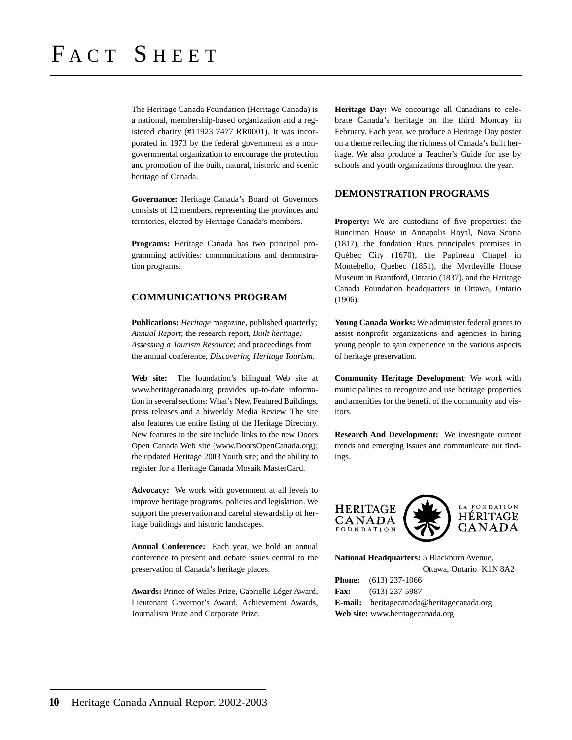# FACT SHEET

The Heritage Canada Foundation (Heritage Canada) is a national, membership-based organization and a registered charity (#11923 7477 RR0001). It was incorporated in 1973 by the federal government as a non-governmental organization to encourage the protection and promotion of the built, natural, historic and scenic heritage of Canada.

**Governance:** Heritage Canada's Board of Governors consists of 12 members, representing the provinces and territories, elected by Heritage Canada's members.

**Programs:** Heritage Canada has two principal programming activities: communications and demonstration programs.

## COMMUNICATIONS PROGRAM

**Publications:** *Heritage* magazine, published quarterly; *Annual Report*; the research report, *Built heritage: Assessing a Tourism Resource*; and proceedings from the annual conference, *Discovering Heritage Tourism*.

**Web site:** The foundation's bilingual Web site at www.heritagecanada.org provides up-to-date information in several sections: What's New, Featured Buildings, press releases and a biweekly Media Review. The site also features the entire listing of the Heritage Directory. New features to the site include links to the new Doors Open Canada Web site (www.DoorsOpenCanada.org); the updated Heritage 2003 Youth site; and the ability to register for a Heritage Canada Mosaik MasterCard.

**Advocacy:** We work with government at all levels to improve heritage programs, policies and legislation. We support the preservation and careful stewardship of heritage buildings and historic landscapes.

**Annual Conference:** Each year, we hold an annual conference to present and debate issues central to the preservation of Canada's heritage places.

**Awards:** Prince of Wales Prize, Gabrielle Léger Award, Lieutenant Governor's Award, Achievement Awards, Journalism Prize and Corporate Prize.

**Heritage Day:** We encourage all Canadians to celebrate Canada's heritage on the third Monday in February. Each year, we produce a Heritage Day poster on a theme reflecting the richness of Canada's built heritage. We also produce a Teacher's Guide for use by schools and youth organizations throughout the year.

## DEMONSTRATION PROGRAMS

**Property:** We are custodians of five properties: the Runciman House in Annapolis Royal, Nova Scotia (1817), the fondation Rues principales premises in Québec City (1670), the Papineau Chapel in Montebello, Quebec (1851), the Myrtleville House Museum in Brantford, Ontario (1837), and the Heritage Canada Foundation headquarters in Ottawa, Ontario (1906).

**Young Canada Works:** We administer federal grants to assist nonprofit organizations and agencies in hiring young people to gain experience in the various aspects of heritage preservation.

**Community Heritage Development:** We work with municipalities to recognize and use heritage properties and amenities for the benefit of the community and visitors.

**Research And Development:** We investigate current trends and emerging issues and communicate our findings.

HERITAGE CANADA FOUNDATION — LA FONDATION HÉRITAGE CANADA

**National Headquarters:** 5 Blackburn Avenue,
Ottawa, Ontario K1N 8A2

**Phone:** (613) 237-1066
**Fax:** (613) 237-5987
**E-mail:** heritagecanada@heritagecanada.org
**Web site:** www.heritagecanada.org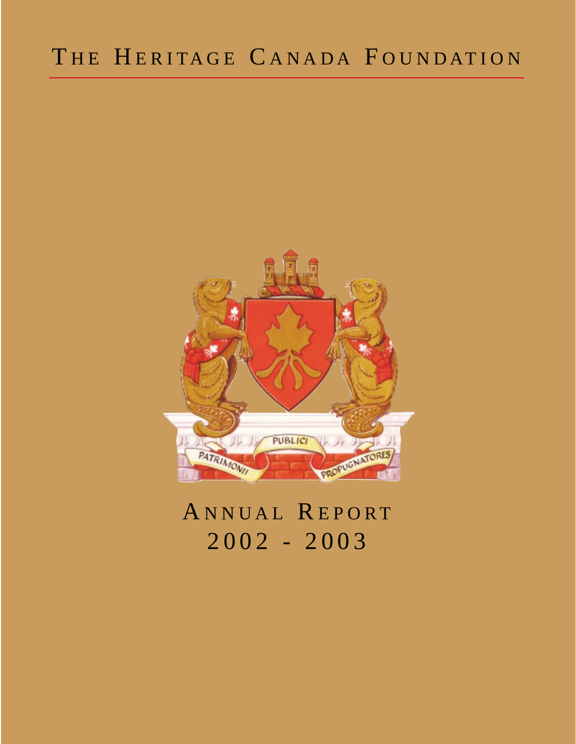# The Heritage Canada Foundation

PATRIMONII PUBLICI PROPUGNATORES

# Annual Report 2002 - 2003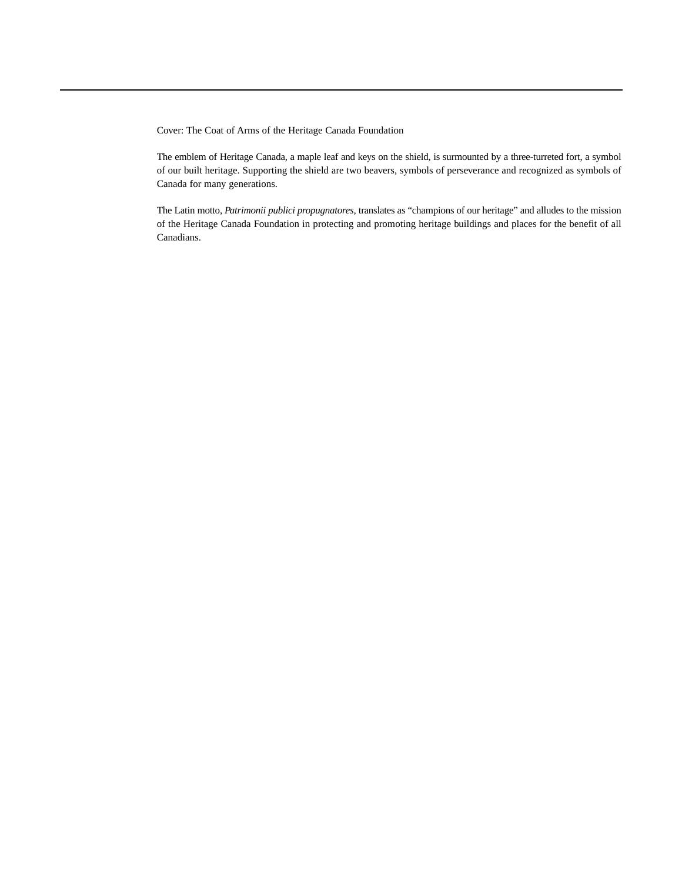Cover: The Coat of Arms of the Heritage Canada Foundation

The emblem of Heritage Canada, a maple leaf and keys on the shield, is surmounted by a three-turreted fort, a symbol of our built heritage. Supporting the shield are two beavers, symbols of perseverance and recognized as symbols of Canada for many generations.

The Latin motto, *Patrimonii publici propugnatores,* translates as "champions of our heritage" and alludes to the mission of the Heritage Canada Foundation in protecting and promoting heritage buildings and places for the benefit of all Canadians.